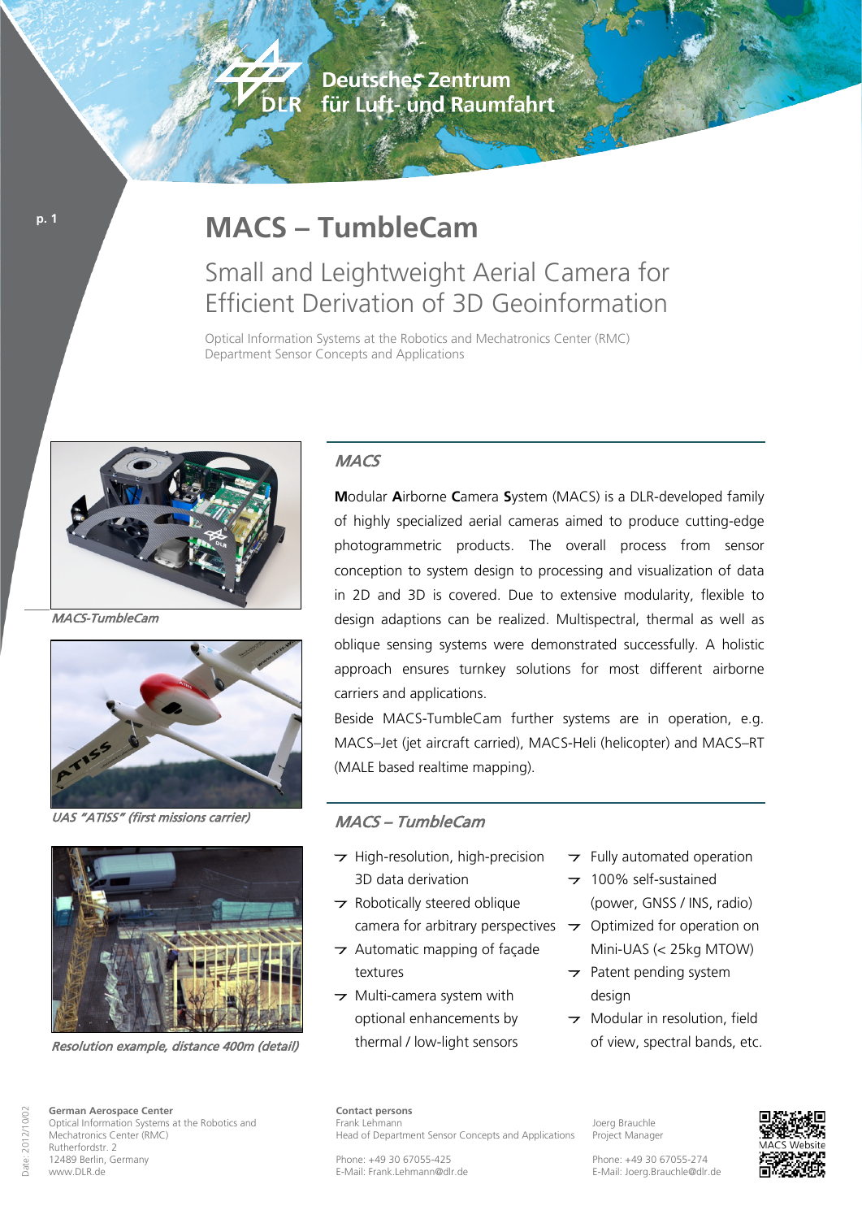Deutsches Zentrum für Luft- und Raumfahrt

# MACS – TumbleCam

## Small and Leightweight Aerial Camera for Efficient Derivation of 3D Geoinformation

Optical Information Systems at the Robotics and Mechatronics Center (RMC)
Department Sensor Concepts and Applications

*MACS-TumbleCam*

*UAS "ATISS" (first missions carrier)*

*Resolution example, distance 400m (detail)*

### *MACS*

**M**odular **A**irborne **C**amera **S**ystem (MACS) is a DLR-developed family of highly specialized aerial cameras aimed to produce cutting-edge photogrammetric products. The overall process from sensor conception to system design to processing and visualization of data in 2D and 3D is covered. Due to extensive modularity, flexible to design adaptions can be realized. Multispectral, thermal as well as oblique sensing systems were demonstrated successfully. A holistic approach ensures turnkey solutions for most different airborne carriers and applications.

Beside MACS-TumbleCam further systems are in operation, e.g. MACS–Jet (jet aircraft carried), MACS-Heli (helicopter) and MACS–RT (MALE based realtime mapping).

### *MACS – TumbleCam*

- High-resolution, high-precision 3D data derivation
- Robotically steered oblique camera for arbitrary perspectives
- Automatic mapping of façade textures
- Multi-camera system with optional enhancements by thermal / low-light sensors
- Fully automated operation
- 100% self-sustained (power, GNSS / INS, radio)
- Optimized for operation on Mini-UAS (< 25kg MTOW)
- Patent pending system design
- Modular in resolution, field of view, spectral bands, etc.

**German Aerospace Center**
Optical Information Systems at the Robotics and Mechatronics Center (RMC)
Rutherfordstr. 2
12489 Berlin, Germany
www.DLR.de

**Contact persons**

Frank Lehmann
Head of Department Sensor Concepts and Applications

Phone: +49 30 67055-425
E-Mail: Frank.Lehmann@dlr.de

Joerg Brauchle
Project Manager

Phone: +49 30 67055-274
E-Mail: Joerg.Brauchle@dlr.de

MACS Website

Date: 2012/10/02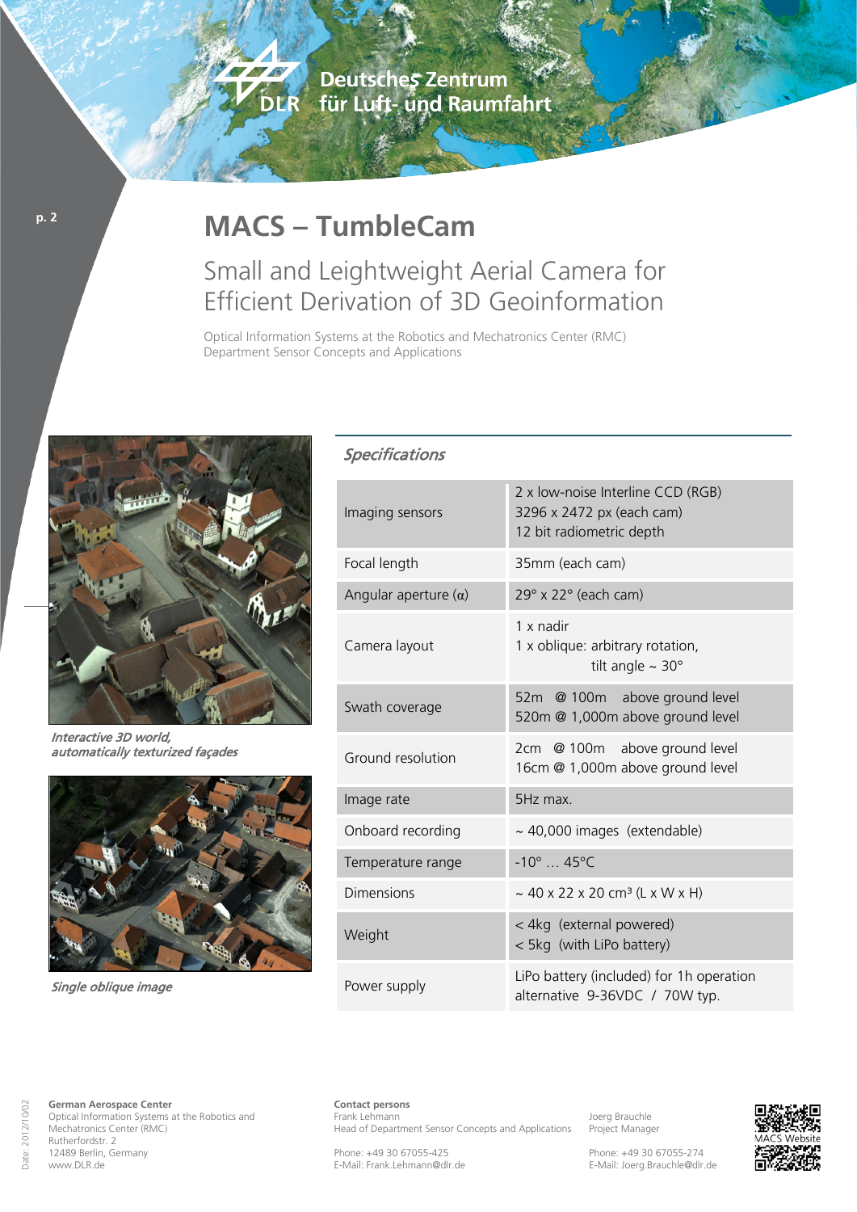Deutsches Zentrum für Luft- und Raumfahrt

# MACS – TumbleCam

## Small and Leightweight Aerial Camera for Efficient Derivation of 3D Geoinformation

Optical Information Systems at the Robotics and Mechatronics Center (RMC)
Department Sensor Concepts and Applications

*Interactive 3D world, automatically texturized façades*

*Single oblique image*

### *Specifications*

| | |
|---|---|
| Imaging sensors | 2 x low-noise Interline CCD (RGB)<br>3296 x 2472 px (each cam)<br>12 bit radiometric depth |
| Focal length | 35mm (each cam) |
| Angular aperture ($\alpha$) | 29° x 22° (each cam) |
| Camera layout | 1 x nadir<br>1 x oblique: arbitrary rotation, tilt angle ~ 30° |
| Swath coverage | 52m @ 100m above ground level<br>520m @ 1,000m above ground level |
| Ground resolution | 2cm @ 100m above ground level<br>16cm @ 1,000m above ground level |
| Image rate | 5Hz max. |
| Onboard recording | ~ 40,000 images (extendable) |
| Temperature range | -10° … 45°C |
| Dimensions | ~ 40 x 22 x 20 cm³ (L x W x H) |
| Weight | < 4kg (external powered)<br>< 5kg (with LiPo battery) |
| Power supply | LiPo battery (included) for 1h operation<br>alternative 9-36VDC / 70W typ. |

**German Aerospace Center**
Optical Information Systems at the Robotics and Mechatronics Center (RMC)
Rutherfordstr. 2
12489 Berlin, Germany
www.DLR.de

**Contact persons**

Frank Lehmann
Head of Department Sensor Concepts and Applications
Phone: +49 30 67055-425
E-Mail: Frank.Lehmann@dlr.de

Joerg Brauchle
Project Manager
Phone: +49 30 67055-274
E-Mail: Joerg.Brauchle@dlr.de

MACS Website

Date: 2012/10/02